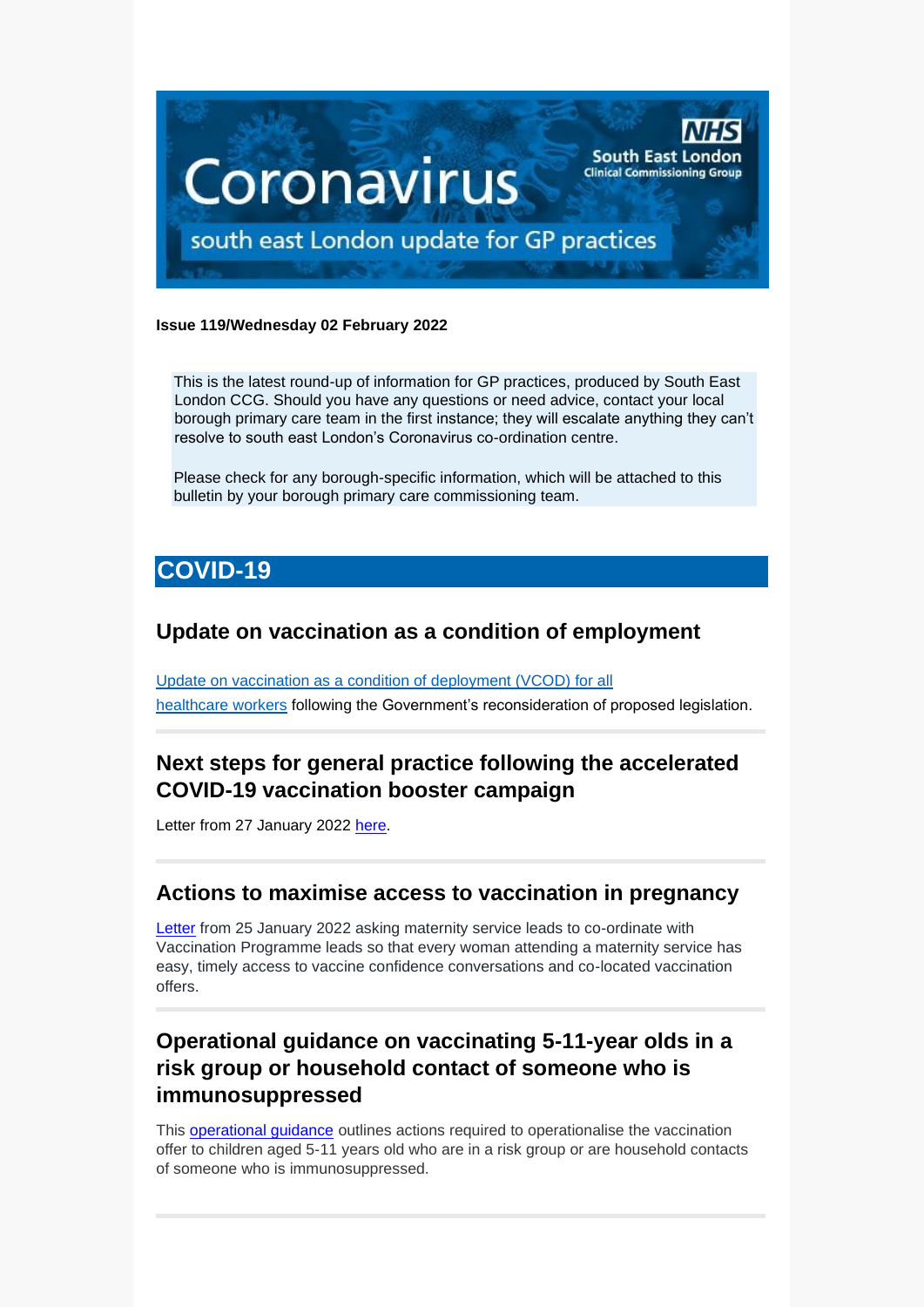# Coronavirus

## south east London update for GP practices

NHS South East London Clinical Commissioning Group

**Issue 119/Wednesday 02 February 2022**

This is the latest round-up of information for GP practices, produced by South East London CCG. Should you have any questions or need advice, contact your local borough primary care team in the first instance; they will escalate anything they can't resolve to south east London's Coronavirus co-ordination centre.

Please check for any borough-specific information, which will be attached to this bulletin by your borough primary care commissioning team.

## COVID-19

### Update on vaccination as a condition of employment

Update on vaccination as a condition of deployment (VCOD) for all healthcare workers following the Government's reconsideration of proposed legislation.

### Next steps for general practice following the accelerated COVID-19 vaccination booster campaign

Letter from 27 January 2022 here.

### Actions to maximise access to vaccination in pregnancy

Letter from 25 January 2022 asking maternity service leads to co-ordinate with Vaccination Programme leads so that every woman attending a maternity service has easy, timely access to vaccine confidence conversations and co-located vaccination offers.

### Operational guidance on vaccinating 5-11-year olds in a risk group or household contact of someone who is immunosuppressed

This operational guidance outlines actions required to operationalise the vaccination offer to children aged 5-11 years old who are in a risk group or are household contacts of someone who is immunosuppressed.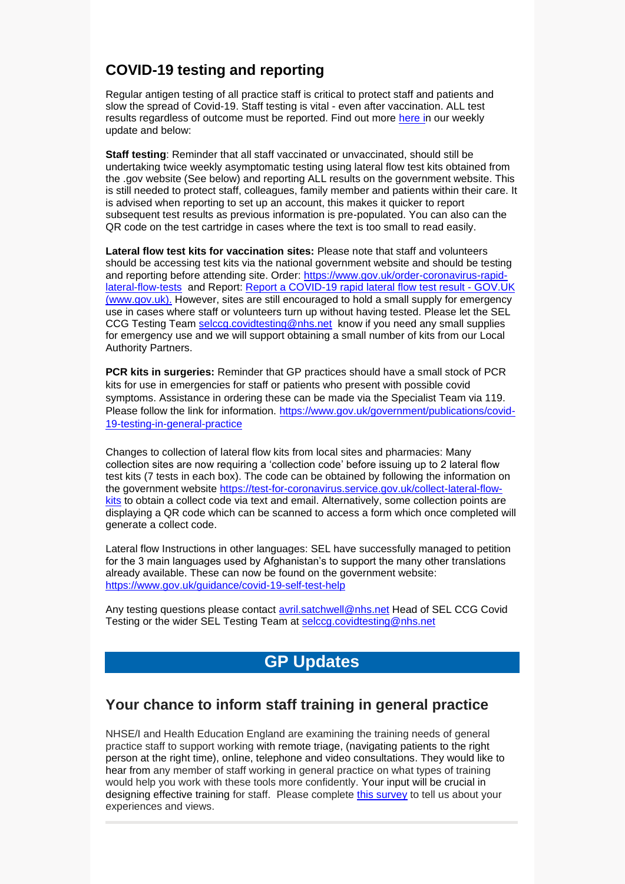## COVID-19 testing and reporting

Regular antigen testing of all practice staff is critical to protect staff and patients and slow the spread of Covid-19. Staff testing is vital - even after vaccination. ALL test results regardless of outcome must be reported. Find out more [here](#) in our weekly update and below:

**Staff testing**: Reminder that all staff vaccinated or unvaccinated, should still be undertaking twice weekly asymptomatic testing using lateral flow test kits obtained from the .gov website (See below) and reporting ALL results on the government website. This is still needed to protect staff, colleagues, family member and patients within their care. It is advised when reporting to set up an account, this makes it quicker to report subsequent test results as previous information is pre-populated. You can also can the QR code on the test cartridge in cases where the text is too small to read easily.

**Lateral flow test kits for vaccination sites:** Please note that staff and volunteers should be accessing test kits via the national government website and should be testing and reporting before attending site. Order: https://www.gov.uk/order-coronavirus-rapid-lateral-flow-tests and Report: Report a COVID-19 rapid lateral flow test result - GOV.UK (www.gov.uk). However, sites are still encouraged to hold a small supply for emergency use in cases where staff or volunteers turn up without having tested. Please let the SEL CCG Testing Team selccg.covidtesting@nhs.net know if you need any small supplies for emergency use and we will support obtaining a small number of kits from our Local Authority Partners.

**PCR kits in surgeries:** Reminder that GP practices should have a small stock of PCR kits for use in emergencies for staff or patients who present with possible covid symptoms. Assistance in ordering these can be made via the Specialist Team via 119. Please follow the link for information. https://www.gov.uk/government/publications/covid-19-testing-in-general-practice

Changes to collection of lateral flow kits from local sites and pharmacies: Many collection sites are now requiring a 'collection code' before issuing up to 2 lateral flow test kits (7 tests in each box). The code can be obtained by following the information on the government website https://test-for-coronavirus.service.gov.uk/collect-lateral-flow-kits to obtain a collect code via text and email. Alternatively, some collection points are displaying a QR code which can be scanned to access a form which once completed will generate a collect code.

Lateral flow Instructions in other languages: SEL have successfully managed to petition for the 3 main languages used by Afghanistan's to support the many other translations already available. These can now be found on the government website: https://www.gov.uk/guidance/covid-19-self-test-help

Any testing questions please contact avril.satchwell@nhs.net Head of SEL CCG Covid Testing or the wider SEL Testing Team at selccg.covidtesting@nhs.net

# GP Updates

## Your chance to inform staff training in general practice

NHSE/I and Health Education England are examining the training needs of general practice staff to support working with remote triage, (navigating patients to the right person at the right time), online, telephone and video consultations. They would like to hear from any member of staff working in general practice on what types of training would help you work with these tools more confidently. Your input will be crucial in designing effective training for staff. Please complete [this survey](#) to tell us about your experiences and views.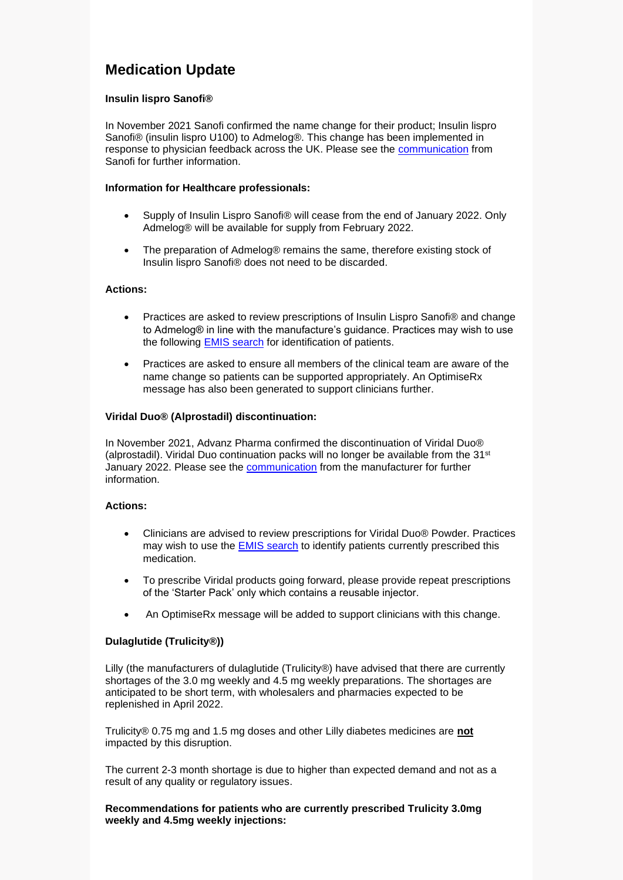# Medication Update

### Insulin lispro Sanofi®

In November 2021 Sanofi confirmed the name change for their product; Insulin lispro Sanofi® (insulin lispro U100) to Admelog®. This change has been implemented in response to physician feedback across the UK. Please see the communication from Sanofi for further information.

**Information for Healthcare professionals:**

- Supply of Insulin Lispro Sanofi® will cease from the end of January 2022. Only Admelog® will be available for supply from February 2022.
- The preparation of Admelog® remains the same, therefore existing stock of Insulin lispro Sanofi® does not need to be discarded.

**Actions:**

- Practices are asked to review prescriptions of Insulin Lispro Sanofi® and change to Admelog® in line with the manufacture's guidance. Practices may wish to use the following EMIS search for identification of patients.
- Practices are asked to ensure all members of the clinical team are aware of the name change so patients can be supported appropriately. An OptimiseRx message has also been generated to support clinicians further.

### Viridal Duo® (Alprostadil) discontinuation:

In November 2021, Advanz Pharma confirmed the discontinuation of Viridal Duo® (alprostadil). Viridal Duo continuation packs will no longer be available from the 31st January 2022. Please see the communication from the manufacturer for further information.

**Actions:**

- Clinicians are advised to review prescriptions for Viridal Duo® Powder. Practices may wish to use the EMIS search to identify patients currently prescribed this medication.
- To prescribe Viridal products going forward, please provide repeat prescriptions of the 'Starter Pack' only which contains a reusable injector.
- An OptimiseRx message will be added to support clinicians with this change.

### Dulaglutide (Trulicity®))

Lilly (the manufacturers of dulaglutide (Trulicity®) have advised that there are currently shortages of the 3.0 mg weekly and 4.5 mg weekly preparations. The shortages are anticipated to be short term, with wholesalers and pharmacies expected to be replenished in April 2022.

Trulicity® 0.75 mg and 1.5 mg doses and other Lilly diabetes medicines are **not** impacted by this disruption.

The current 2-3 month shortage is due to higher than expected demand and not as a result of any quality or regulatory issues.

**Recommendations for patients who are currently prescribed Trulicity 3.0mg weekly and 4.5mg weekly injections:**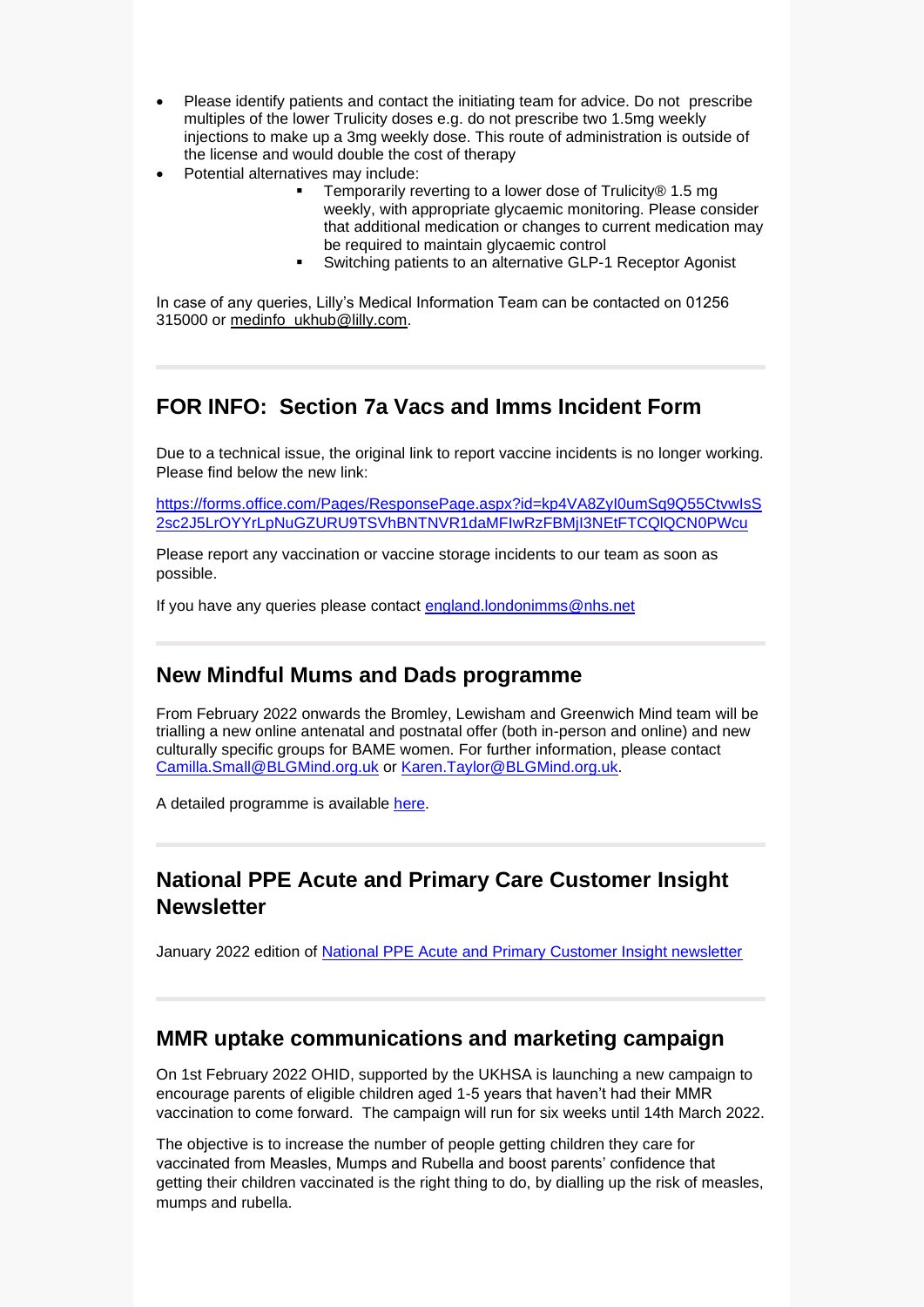- Please identify patients and contact the initiating team for advice. Do not prescribe multiples of the lower Trulicity doses e.g. do not prescribe two 1.5mg weekly injections to make up a 3mg weekly dose. This route of administration is outside of the license and would double the cost of therapy
- Potential alternatives may include:
  - Temporarily reverting to a lower dose of Trulicity® 1.5 mg weekly, with appropriate glycaemic monitoring. Please consider that additional medication or changes to current medication may be required to maintain glycaemic control
  - Switching patients to an alternative GLP-1 Receptor Agonist

In case of any queries, Lilly's Medical Information Team can be contacted on 01256 315000 or medinfo_ukhub@lilly.com.

## FOR INFO: Section 7a Vacs and Imms Incident Form

Due to a technical issue, the original link to report vaccine incidents is no longer working. Please find below the new link:

https://forms.office.com/Pages/ResponsePage.aspx?id=kp4VA8ZyI0umSq9Q55CtvwIsS2sc2J5LrOYYrLpNuGZURU9TSVhBNTNVR1daMFIwRzFBMjI3NEtFTCQlQCN0PWcu

Please report any vaccination or vaccine storage incidents to our team as soon as possible.

If you have any queries please contact england.londonimms@nhs.net

## New Mindful Mums and Dads programme

From February 2022 onwards the Bromley, Lewisham and Greenwich Mind team will be trialling a new online antenatal and postnatal offer (both in-person and online) and new culturally specific groups for BAME women. For further information, please contact Camilla.Small@BLGMind.org.uk or Karen.Taylor@BLGMind.org.uk.

A detailed programme is available here.

## National PPE Acute and Primary Care Customer Insight Newsletter

January 2022 edition of National PPE Acute and Primary Customer Insight newsletter

## MMR uptake communications and marketing campaign

On 1st February 2022 OHID, supported by the UKHSA is launching a new campaign to encourage parents of eligible children aged 1-5 years that haven't had their MMR vaccination to come forward. The campaign will run for six weeks until 14th March 2022.

The objective is to increase the number of people getting children they care for vaccinated from Measles, Mumps and Rubella and boost parents' confidence that getting their children vaccinated is the right thing to do, by dialling up the risk of measles, mumps and rubella.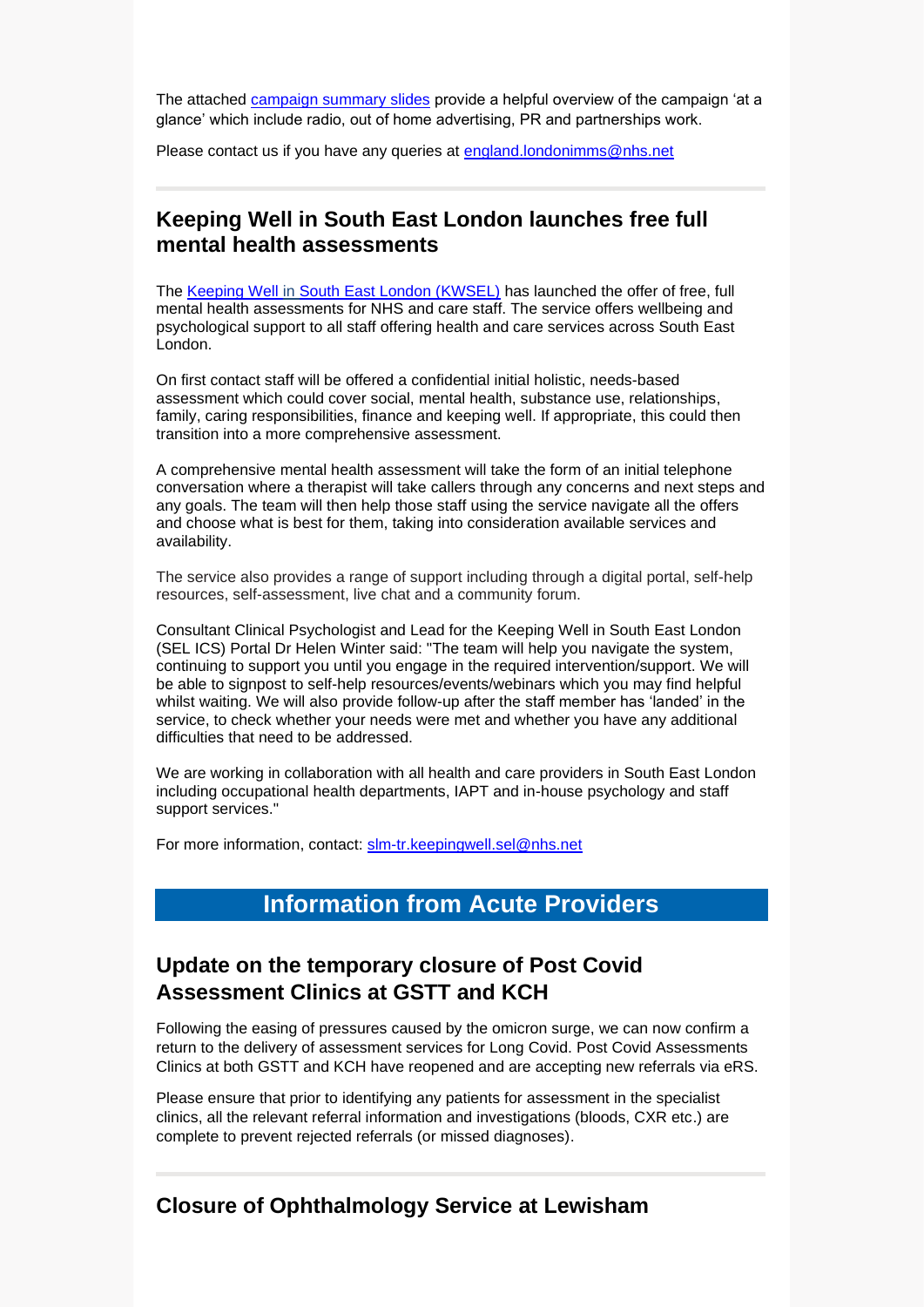The attached [campaign summary slides](#) provide a helpful overview of the campaign 'at a glance' which include radio, out of home advertising, PR and partnerships work.

Please contact us if you have any queries at [england.londonimms@nhs.net](mailto:england.londonimms@nhs.net)

---

## Keeping Well in South East London launches free full mental health assessments

The [Keeping Well in South East London (KWSEL)](#) has launched the offer of free, full mental health assessments for NHS and care staff. The service offers wellbeing and psychological support to all staff offering health and care services across South East London.

On first contact staff will be offered a confidential initial holistic, needs-based assessment which could cover social, mental health, substance use, relationships, family, caring responsibilities, finance and keeping well. If appropriate, this could then transition into a more comprehensive assessment.

A comprehensive mental health assessment will take the form of an initial telephone conversation where a therapist will take callers through any concerns and next steps and any goals. The team will then help those staff using the service navigate all the offers and choose what is best for them, taking into consideration available services and availability.

The service also provides a range of support including through a digital portal, self-help resources, self-assessment, live chat and a community forum.

Consultant Clinical Psychologist and Lead for the Keeping Well in South East London (SEL ICS) Portal Dr Helen Winter said: "The team will help you navigate the system, continuing to support you until you engage in the required intervention/support. We will be able to signpost to self-help resources/events/webinars which you may find helpful whilst waiting. We will also provide follow-up after the staff member has 'landed' in the service, to check whether your needs were met and whether you have any additional difficulties that need to be addressed.

We are working in collaboration with all health and care providers in South East London including occupational health departments, IAPT and in-house psychology and staff support services."

For more information, contact: [slm-tr.keepingwell.sel@nhs.net](mailto:slm-tr.keepingwell.sel@nhs.net)

# Information from Acute Providers

## Update on the temporary closure of Post Covid Assessment Clinics at GSTT and KCH

Following the easing of pressures caused by the omicron surge, we can now confirm a return to the delivery of assessment services for Long Covid. Post Covid Assessments Clinics at both GSTT and KCH have reopened and are accepting new referrals via eRS.

Please ensure that prior to identifying any patients for assessment in the specialist clinics, all the relevant referral information and investigations (bloods, CXR etc.) are complete to prevent rejected referrals (or missed diagnoses).

---

## Closure of Ophthalmology Service at Lewisham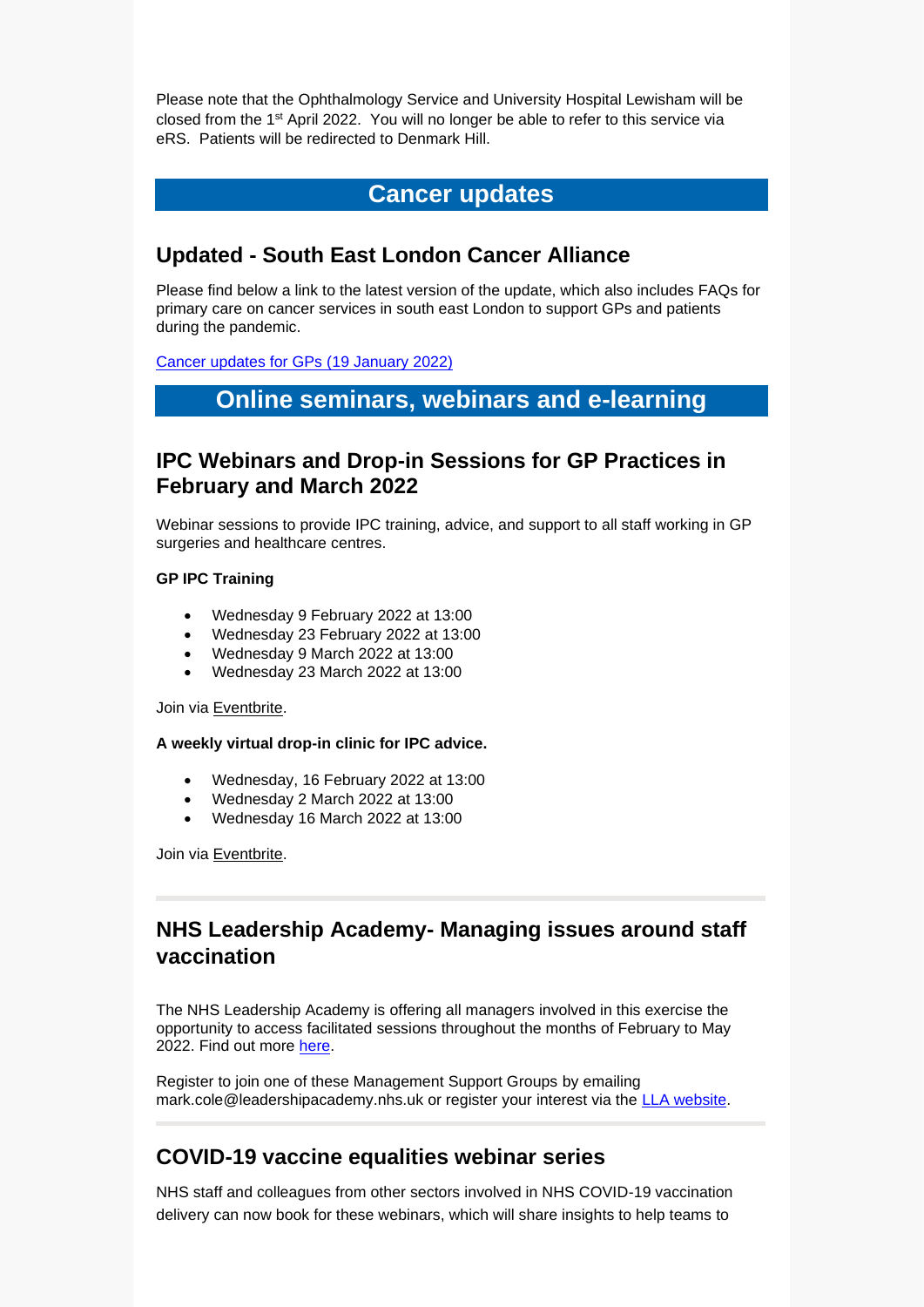Please note that the Ophthalmology Service and University Hospital Lewisham will be closed from the 1st April 2022. You will no longer be able to refer to this service via eRS. Patients will be redirected to Denmark Hill.

# Cancer updates

## Updated - South East London Cancer Alliance

Please find below a link to the latest version of the update, which also includes FAQs for primary care on cancer services in south east London to support GPs and patients during the pandemic.

Cancer updates for GPs (19 January 2022)

# Online seminars, webinars and e-learning

## IPC Webinars and Drop-in Sessions for GP Practices in February and March 2022

Webinar sessions to provide IPC training, advice, and support to all staff working in GP surgeries and healthcare centres.

**GP IPC Training**

- Wednesday 9 February 2022 at 13:00
- Wednesday 23 February 2022 at 13:00
- Wednesday 9 March 2022 at 13:00
- Wednesday 23 March 2022 at 13:00

Join via Eventbrite.

**A weekly virtual drop-in clinic for IPC advice.**

- Wednesday, 16 February 2022 at 13:00
- Wednesday 2 March 2022 at 13:00
- Wednesday 16 March 2022 at 13:00

Join via Eventbrite.

---

## NHS Leadership Academy- Managing issues around staff vaccination

The NHS Leadership Academy is offering all managers involved in this exercise the opportunity to access facilitated sessions throughout the months of February to May 2022. Find out more here.

Register to join one of these Management Support Groups by emailing mark.cole@leadershipacademy.nhs.uk or register your interest via the LLA website.

---

## COVID-19 vaccine equalities webinar series

NHS staff and colleagues from other sectors involved in NHS COVID-19 vaccination delivery can now book for these webinars, which will share insights to help teams to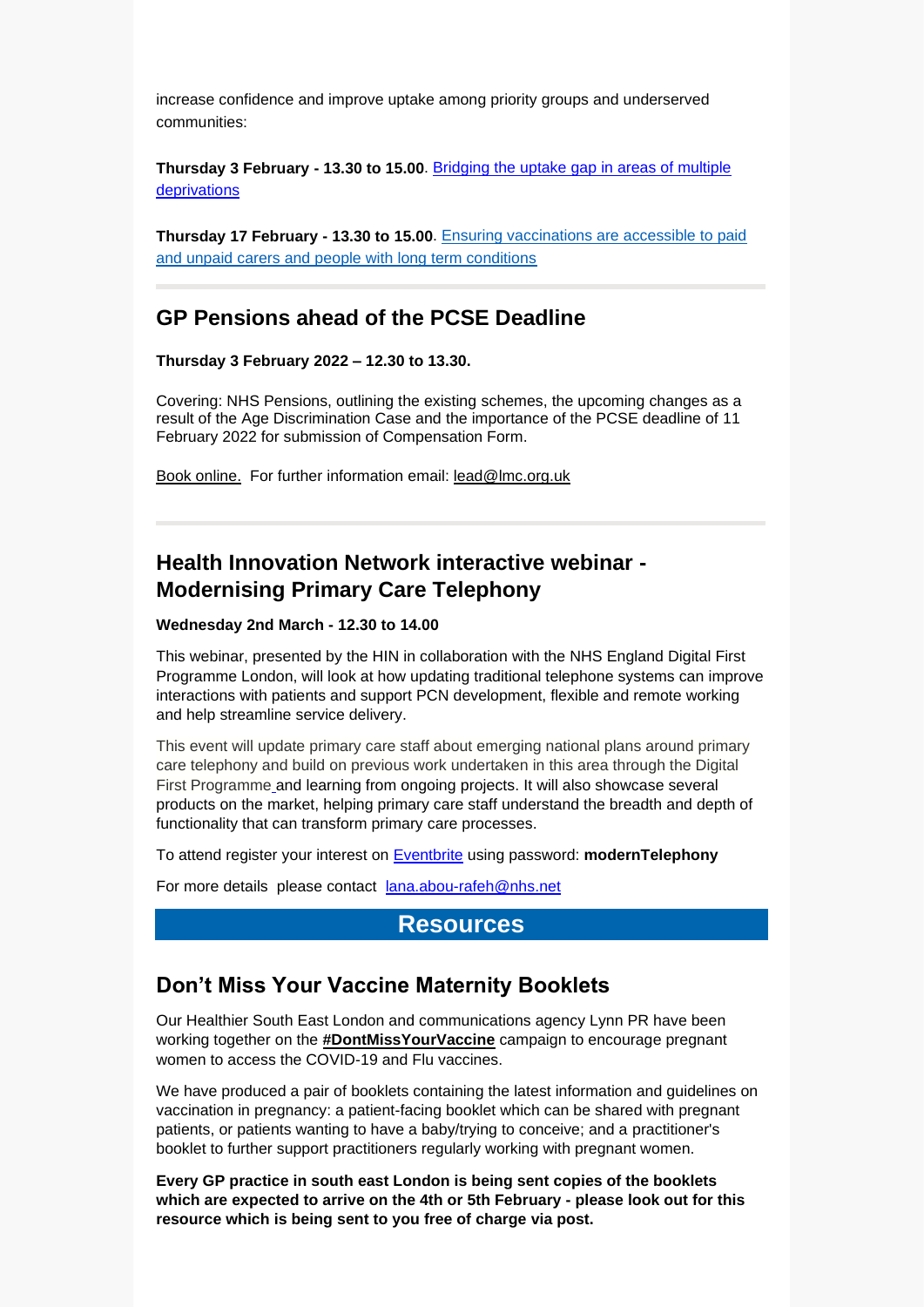increase confidence and improve uptake among priority groups and underserved communities:

**Thursday 3 February - 13.30 to 15.00**. Bridging the uptake gap in areas of multiple deprivations

**Thursday 17 February - 13.30 to 15.00**. Ensuring vaccinations are accessible to paid and unpaid carers and people with long term conditions

## GP Pensions ahead of the PCSE Deadline

**Thursday 3 February 2022 – 12.30 to 13.30.**

Covering: NHS Pensions, outlining the existing schemes, the upcoming changes as a result of the Age Discrimination Case and the importance of the PCSE deadline of 11 February 2022 for submission of Compensation Form.

Book online. For further information email: lead@lmc.org.uk

## Health Innovation Network interactive webinar - Modernising Primary Care Telephony

**Wednesday 2nd March - 12.30 to 14.00**

This webinar, presented by the HIN in collaboration with the NHS England Digital First Programme London, will look at how updating traditional telephone systems can improve interactions with patients and support PCN development, flexible and remote working and help streamline service delivery.

This event will update primary care staff about emerging national plans around primary care telephony and build on previous work undertaken in this area through the Digital First Programme and learning from ongoing projects. It will also showcase several products on the market, helping primary care staff understand the breadth and depth of functionality that can transform primary care processes.

To attend register your interest on Eventbrite using password: **modernTelephony**

For more details please contact lana.abou-rafeh@nhs.net

# Resources

## Don't Miss Your Vaccine Maternity Booklets

Our Healthier South East London and communications agency Lynn PR have been working together on the **#DontMissYourVaccine** campaign to encourage pregnant women to access the COVID-19 and Flu vaccines.

We have produced a pair of booklets containing the latest information and guidelines on vaccination in pregnancy: a patient-facing booklet which can be shared with pregnant patients, or patients wanting to have a baby/trying to conceive; and a practitioner's booklet to further support practitioners regularly working with pregnant women.

**Every GP practice in south east London is being sent copies of the booklets which are expected to arrive on the 4th or 5th February - please look out for this resource which is being sent to you free of charge via post.**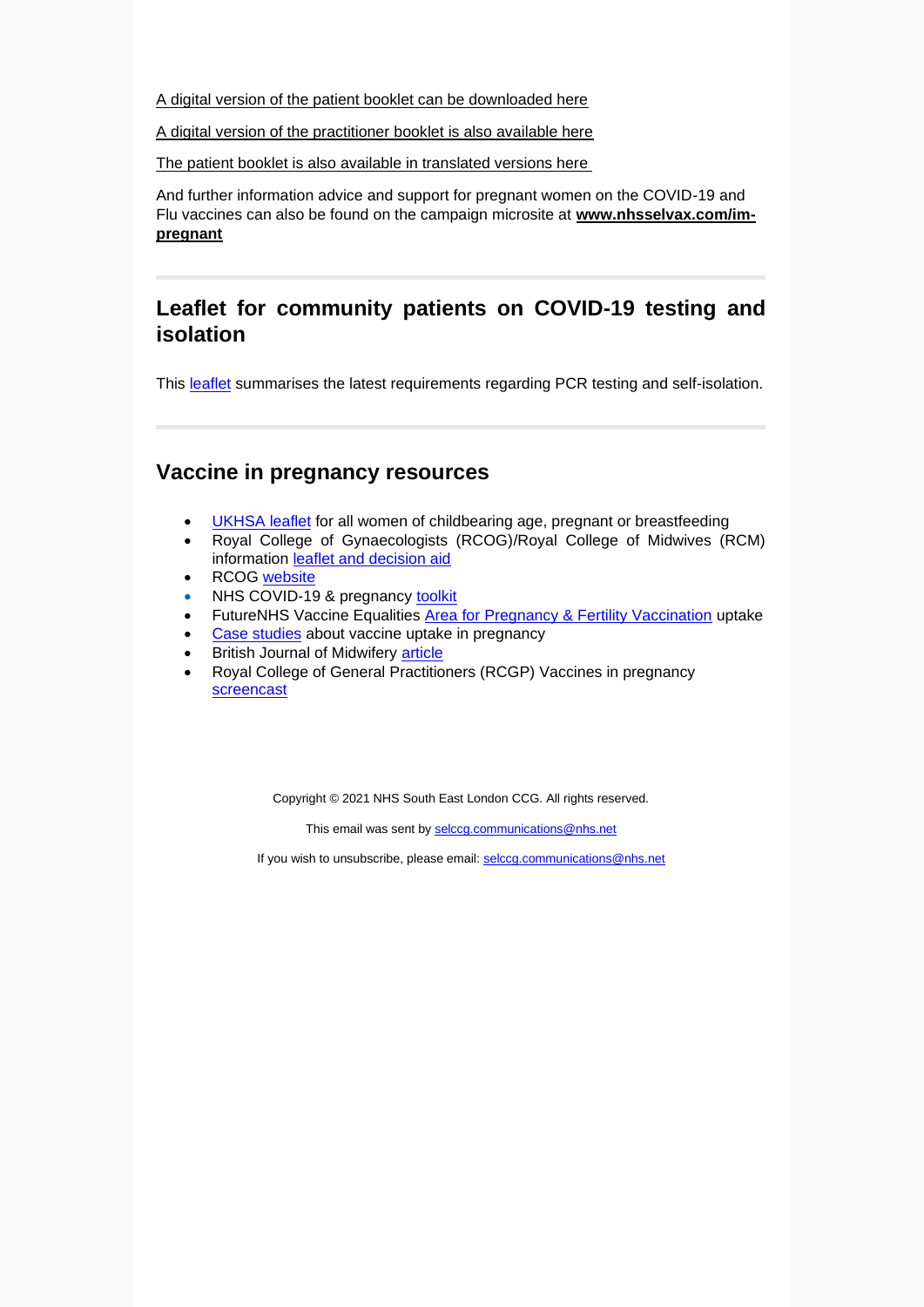A digital version of the patient booklet can be downloaded here

A digital version of the practitioner booklet is also available here

The patient booklet is also available in translated versions here

And further information advice and support for pregnant women on the COVID-19 and Flu vaccines can also be found on the campaign microsite at **www.nhsselvax.com/im-pregnant**

---

## Leaflet for community patients on COVID-19 testing and isolation

This leaflet summarises the latest requirements regarding PCR testing and self-isolation.

---

## Vaccine in pregnancy resources

- UKHSA leaflet for all women of childbearing age, pregnant or breastfeeding
- Royal College of Gynaecologists (RCOG)/Royal College of Midwives (RCM) information leaflet and decision aid
- RCOG website
- NHS COVID-19 & pregnancy toolkit
- FutureNHS Vaccine Equalities Area for Pregnancy & Fertility Vaccination uptake
- Case studies about vaccine uptake in pregnancy
- British Journal of Midwifery article
- Royal College of General Practitioners (RCGP) Vaccines in pregnancy screencast

Copyright © 2021 NHS South East London CCG. All rights reserved.

This email was sent by selccg.communications@nhs.net

If you wish to unsubscribe, please email: selccg.communications@nhs.net